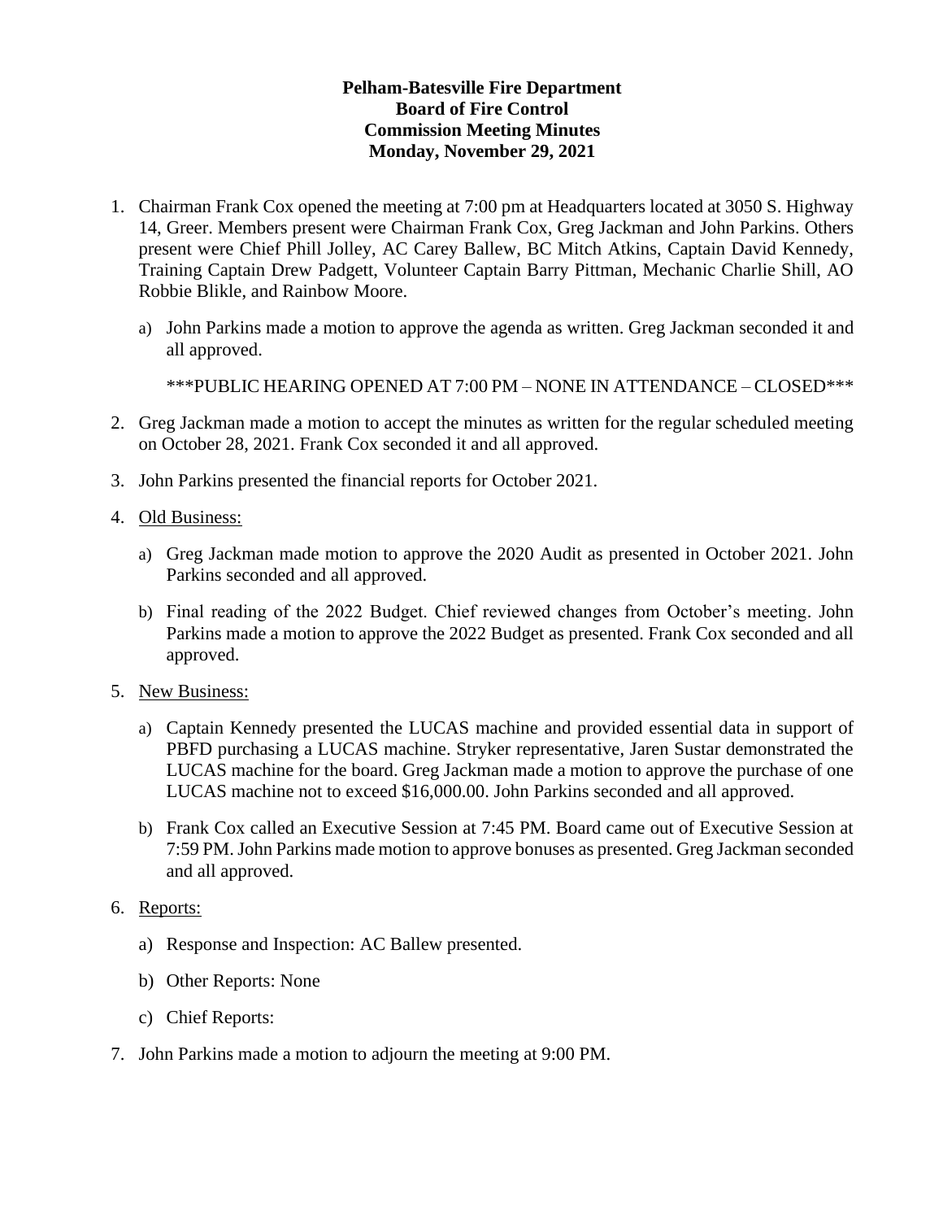**Pelham-Batesville Fire Department**
**Board of Fire Control**
**Commission Meeting Minutes**
**Monday, November 29, 2021**

1. Chairman Frank Cox opened the meeting at 7:00 pm at Headquarters located at 3050 S. Highway 14, Greer. Members present were Chairman Frank Cox, Greg Jackman and John Parkins. Others present were Chief Phill Jolley, AC Carey Ballew, BC Mitch Atkins, Captain David Kennedy, Training Captain Drew Padgett, Volunteer Captain Barry Pittman, Mechanic Charlie Shill, AO Robbie Blikle, and Rainbow Moore.

   a) John Parkins made a motion to approve the agenda as written. Greg Jackman seconded it and all approved.

   ***PUBLIC HEARING OPENED AT 7:00 PM – NONE IN ATTENDANCE – CLOSED***

2. Greg Jackman made a motion to accept the minutes as written for the regular scheduled meeting on October 28, 2021. Frank Cox seconded it and all approved.

3. John Parkins presented the financial reports for October 2021.

4. Old Business:

   a) Greg Jackman made motion to approve the 2020 Audit as presented in October 2021. John Parkins seconded and all approved.

   b) Final reading of the 2022 Budget. Chief reviewed changes from October's meeting. John Parkins made a motion to approve the 2022 Budget as presented. Frank Cox seconded and all approved.

5. New Business:

   a) Captain Kennedy presented the LUCAS machine and provided essential data in support of PBFD purchasing a LUCAS machine. Stryker representative, Jaren Sustar demonstrated the LUCAS machine for the board. Greg Jackman made a motion to approve the purchase of one LUCAS machine not to exceed $16,000.00. John Parkins seconded and all approved.

   b) Frank Cox called an Executive Session at 7:45 PM. Board came out of Executive Session at 7:59 PM. John Parkins made motion to approve bonuses as presented. Greg Jackman seconded and all approved.

6. Reports:

   a) Response and Inspection: AC Ballew presented.

   b) Other Reports: None

   c) Chief Reports:

7. John Parkins made a motion to adjourn the meeting at 9:00 PM.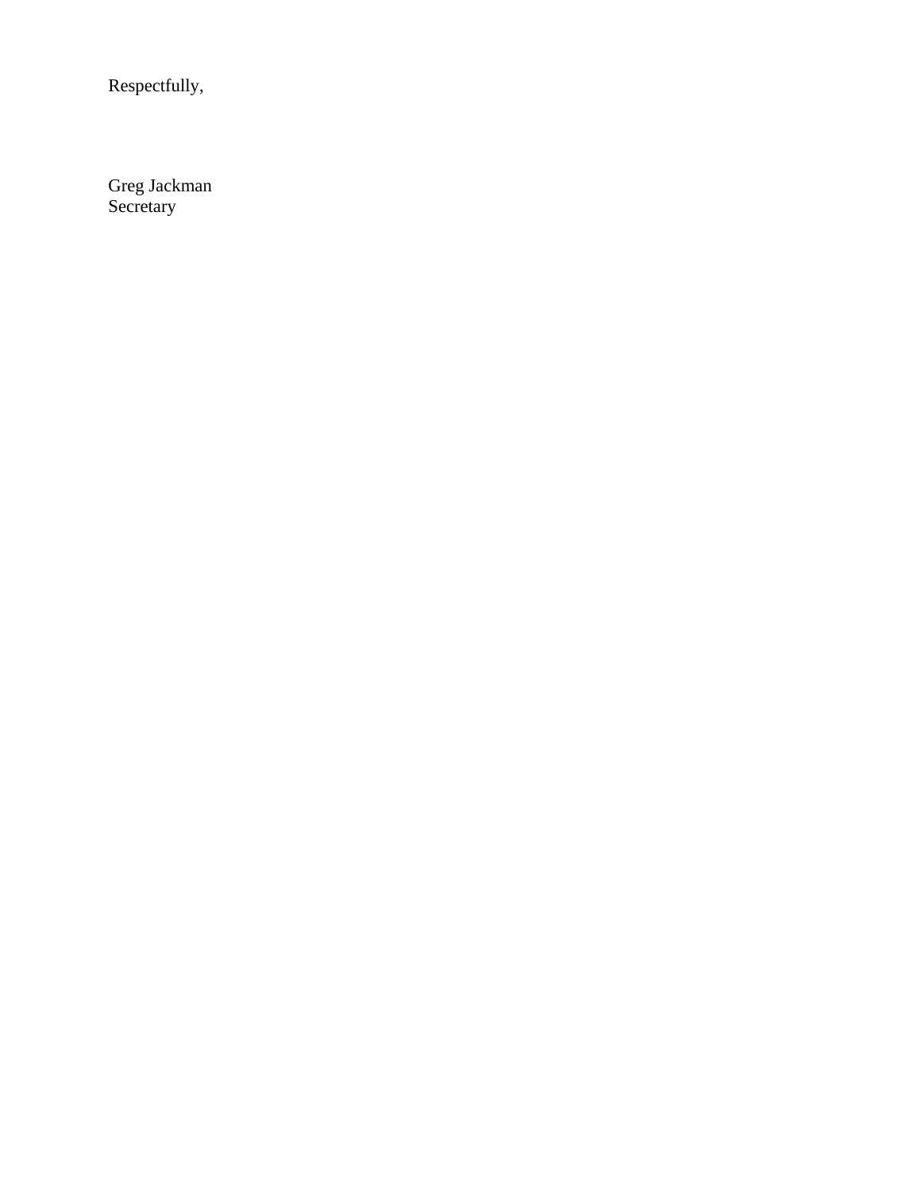Respectfully,

Greg Jackman
Secretary